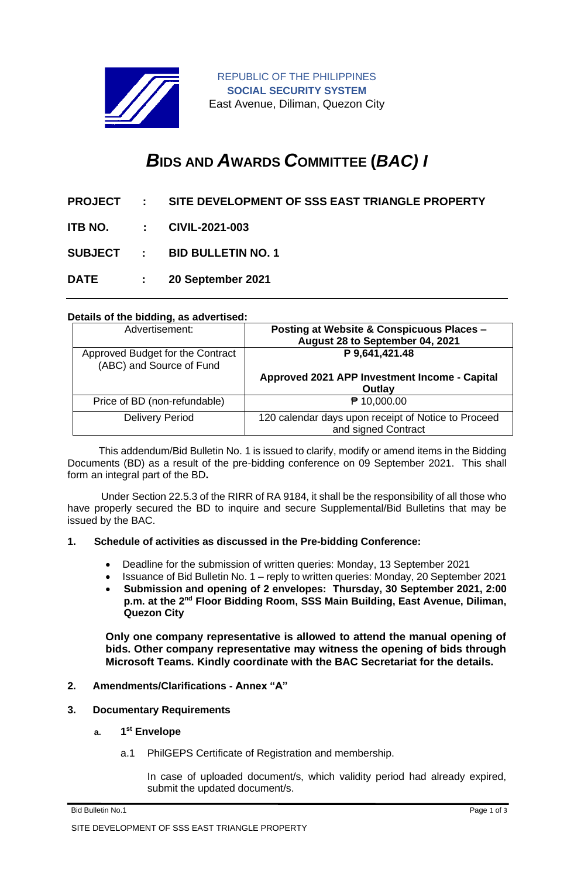REPUBLIC OF THE PHILIPPINES
**SOCIAL SECURITY SYSTEM**
East Avenue, Diliman, Quezon City

# *B*IDS AND *A*WARDS *C*OMMITTEE (*BAC) I*

**PROJECT : SITE DEVELOPMENT OF SSS EAST TRIANGLE PROPERTY**

**ITB NO. : CIVIL-2021-003**

**SUBJECT : BID BULLETIN NO. 1**

**DATE : 20 September 2021**

---

**Details of the bidding, as advertised:**

| Advertisement: | **Posting at Website & Conspicuous Places – August 28 to September 04, 2021** |
|---|---|
| Approved Budget for the Contract (ABC) and Source of Fund | **P 9,641,421.48**<br><br>**Approved 2021 APP Investment Income - Capital Outlay** |
| Price of BD (non-refundable) | ₱ 10,000.00 |
| Delivery Period | 120 calendar days upon receipt of Notice to Proceed and signed Contract |

This addendum/Bid Bulletin No. 1 is issued to clarify, modify or amend items in the Bidding Documents (BD) as a result of the pre-bidding conference on 09 September 2021. This shall form an integral part of the BD**.**

Under Section 22.5.3 of the RIRR of RA 9184, it shall be the responsibility of all those who have properly secured the BD to inquire and secure Supplemental/Bid Bulletins that may be issued by the BAC.

**1. Schedule of activities as discussed in the Pre-bidding Conference:**

- Deadline for the submission of written queries: Monday, 13 September 2021
- Issuance of Bid Bulletin No. 1 – reply to written queries: Monday, 20 September 2021
- **Submission and opening of 2 envelopes: Thursday, 30 September 2021, 2:00 p.m. at the 2nd Floor Bidding Room, SSS Main Building, East Avenue, Diliman, Quezon City**

**Only one company representative is allowed to attend the manual opening of bids. Other company representative may witness the opening of bids through Microsoft Teams. Kindly coordinate with the BAC Secretariat for the details.**

**2. Amendments/Clarifications - Annex "A"**

**3. Documentary Requirements**

**a. 1st Envelope**

a.1 PhilGEPS Certificate of Registration and membership.

In case of uploaded document/s, which validity period had already expired, submit the updated document/s.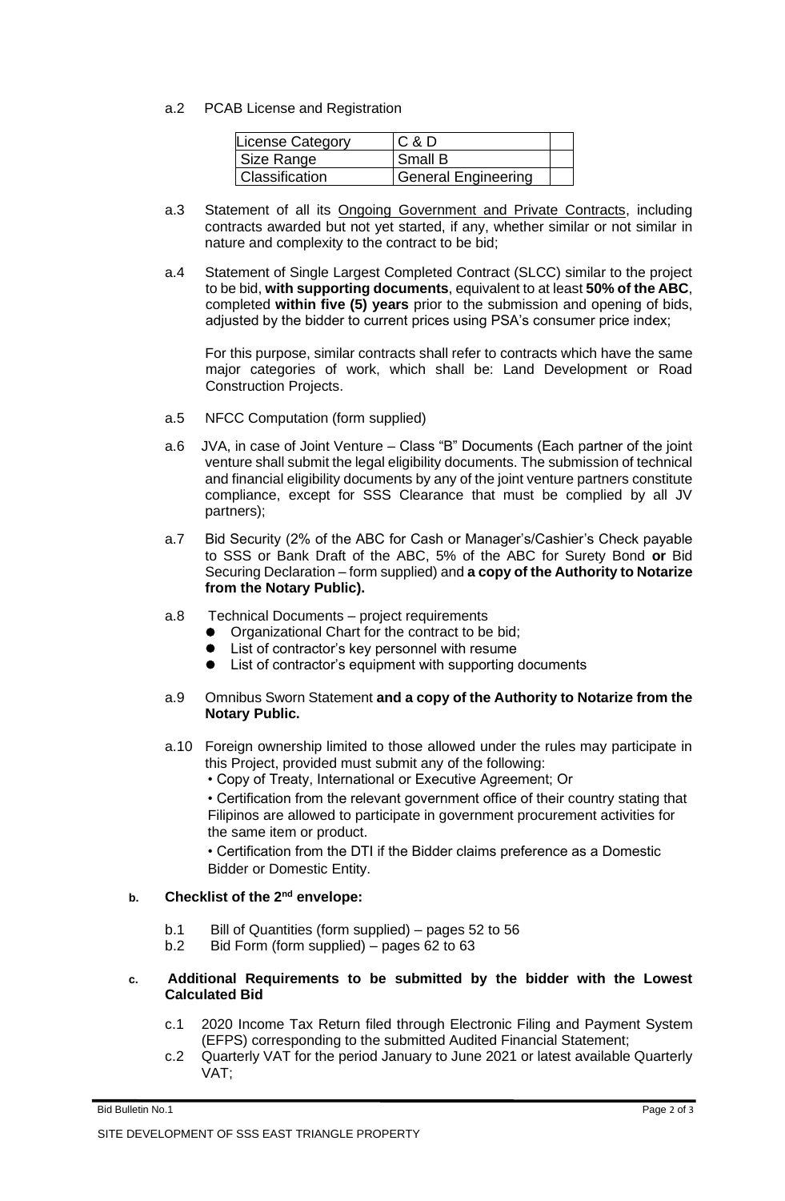a.2 PCAB License and Registration

| License Category | C & D | |
|---|---|---|
| Size Range | Small B | |
| Classification | General Engineering | |

a.3 Statement of all its Ongoing Government and Private Contracts, including contracts awarded but not yet started, if any, whether similar or not similar in nature and complexity to the contract to be bid;

a.4 Statement of Single Largest Completed Contract (SLCC) similar to the project to be bid, **with supporting documents**, equivalent to at least **50% of the ABC**, completed **within five (5) years** prior to the submission and opening of bids, adjusted by the bidder to current prices using PSA's consumer price index;

For this purpose, similar contracts shall refer to contracts which have the same major categories of work, which shall be: Land Development or Road Construction Projects.

a.5 NFCC Computation (form supplied)

a.6 JVA, in case of Joint Venture – Class "B" Documents (Each partner of the joint venture shall submit the legal eligibility documents. The submission of technical and financial eligibility documents by any of the joint venture partners constitute compliance, except for SSS Clearance that must be complied by all JV partners);

a.7 Bid Security (2% of the ABC for Cash or Manager's/Cashier's Check payable to SSS or Bank Draft of the ABC, 5% of the ABC for Surety Bond **or** Bid Securing Declaration – form supplied) and **a copy of the Authority to Notarize from the Notary Public).**

a.8 Technical Documents – project requirements

- Organizational Chart for the contract to be bid;
- List of contractor's key personnel with resume
- List of contractor's equipment with supporting documents

a.9 Omnibus Sworn Statement **and a copy of the Authority to Notarize from the Notary Public.**

a.10 Foreign ownership limited to those allowed under the rules may participate in this Project, provided must submit any of the following:

- Copy of Treaty, International or Executive Agreement; Or
- Certification from the relevant government office of their country stating that Filipinos are allowed to participate in government procurement activities for the same item or product.
- Certification from the DTI if the Bidder claims preference as a Domestic Bidder or Domestic Entity.

**b. Checklist of the 2nd envelope:**

b.1 Bill of Quantities (form supplied) – pages 52 to 56

b.2 Bid Form (form supplied) – pages 62 to 63

**c. Additional Requirements to be submitted by the bidder with the Lowest Calculated Bid**

c.1 2020 Income Tax Return filed through Electronic Filing and Payment System (EFPS) corresponding to the submitted Audited Financial Statement;

c.2 Quarterly VAT for the period January to June 2021 or latest available Quarterly VAT;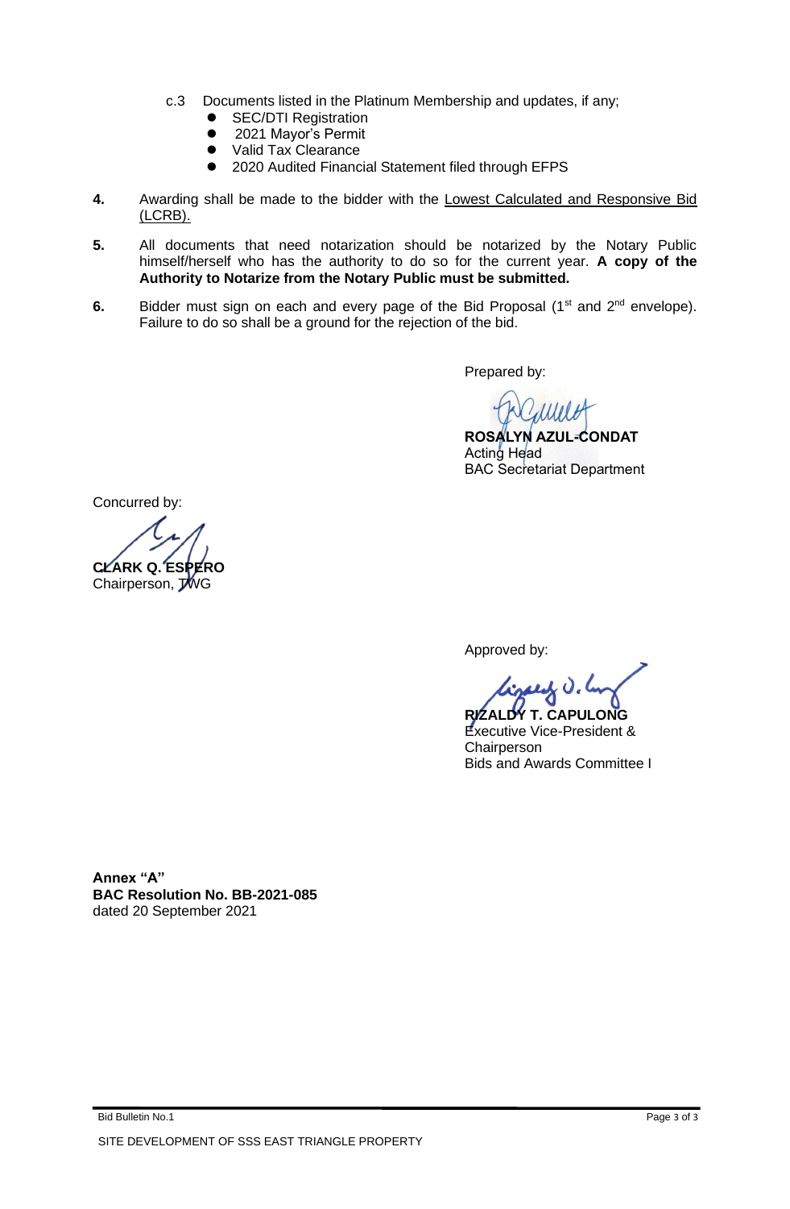c.3 Documents listed in the Platinum Membership and updates, if any;

- SEC/DTI Registration
- 2021 Mayor's Permit
- Valid Tax Clearance
- 2020 Audited Financial Statement filed through EFPS

**4.** Awarding shall be made to the bidder with the Lowest Calculated and Responsive Bid (LCRB).

**5.** All documents that need notarization should be notarized by the Notary Public himself/herself who has the authority to do so for the current year. **A copy of the Authority to Notarize from the Notary Public must be submitted.**

**6.** Bidder must sign on each and every page of the Bid Proposal (1st and 2nd envelope). Failure to do so shall be a ground for the rejection of the bid.

Prepared by:

**ROSALYN AZUL-CONDAT**
Acting Head
BAC Secretariat Department

Concurred by:

**CLARK Q. ESPERO**
Chairperson, TWG

Approved by:

**RIZALDY T. CAPULONG**
Executive Vice-President &
Chairperson
Bids and Awards Committee I

**Annex "A"**
**BAC Resolution No. BB-2021-085**
dated 20 September 2021